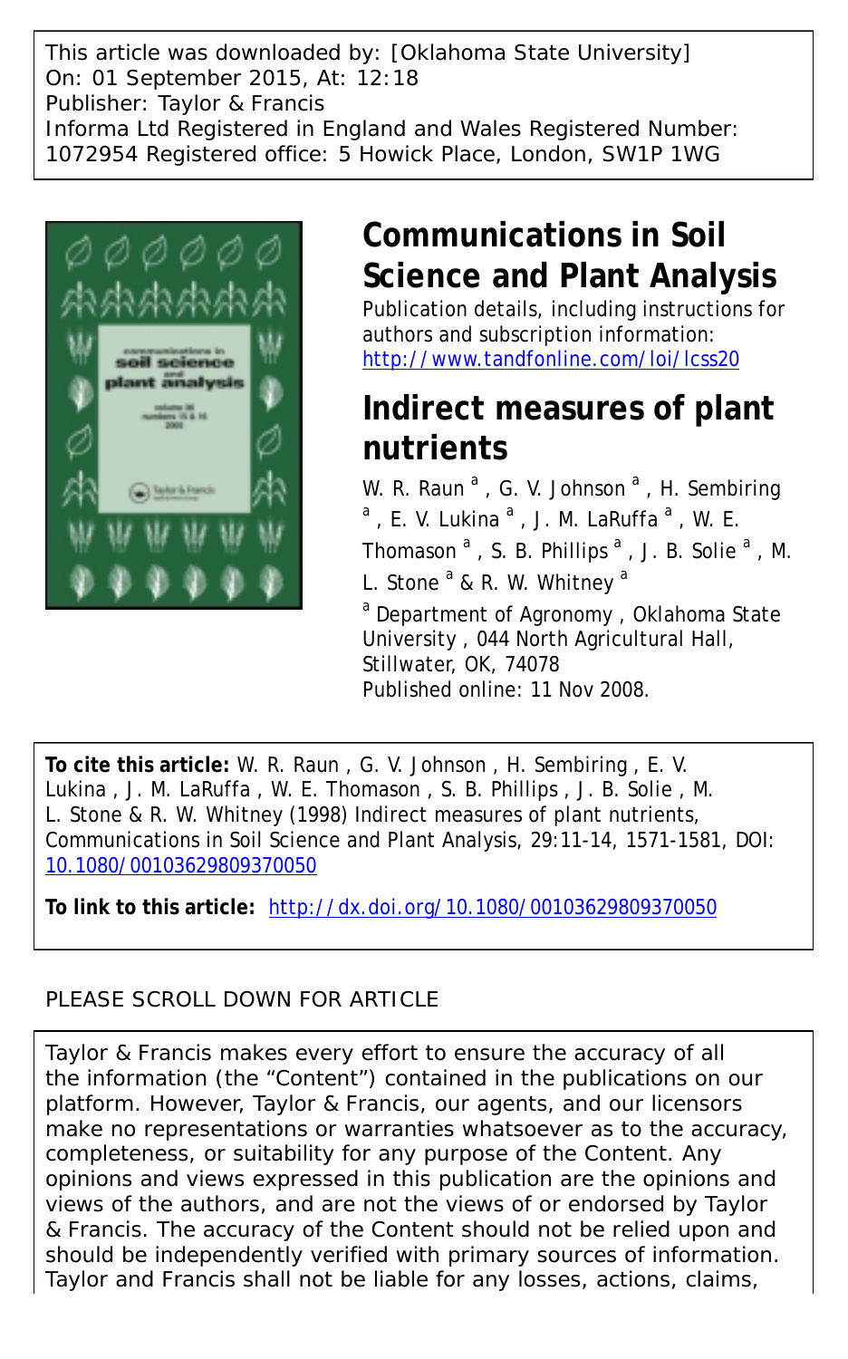This article was downloaded by: [Oklahoma State University]
On: 01 September 2015, At: 12:18
Publisher: Taylor & Francis
Informa Ltd Registered in England and Wales Registered Number: 1072954 Registered office: 5 Howick Place, London, SW1P 1WG

# Communications in Soil Science and Plant Analysis

Publication details, including instructions for authors and subscription information:
http://www.tandfonline.com/loi/lcss20

# Indirect measures of plant nutrients

W. R. Raun [a] , G. V. Johnson [a] , H. Sembiring [a] , E. V. Lukina [a] , J. M. LaRuffa [a] , W. E. Thomason [a] , S. B. Phillips [a] , J. B. Solie [a] , M. L. Stone [a] & R. W. Whitney [a]

[a] Department of Agronomy , Oklahoma State University , 044 North Agricultural Hall, Stillwater, OK, 74078

Published online: 11 Nov 2008.

**To cite this article:** W. R. Raun , G. V. Johnson , H. Sembiring , E. V. Lukina , J. M. LaRuffa , W. E. Thomason , S. B. Phillips , J. B. Solie , M. L. Stone & R. W. Whitney (1998) Indirect measures of plant nutrients, Communications in Soil Science and Plant Analysis, 29:11-14, 1571-1581, DOI: 10.1080/00103629809370050

**To link to this article:** http://dx.doi.org/10.1080/00103629809370050

PLEASE SCROLL DOWN FOR ARTICLE

Taylor & Francis makes every effort to ensure the accuracy of all the information (the "Content") contained in the publications on our platform. However, Taylor & Francis, our agents, and our licensors make no representations or warranties whatsoever as to the accuracy, completeness, or suitability for any purpose of the Content. Any opinions and views expressed in this publication are the opinions and views of the authors, and are not the views of or endorsed by Taylor & Francis. The accuracy of the Content should not be relied upon and should be independently verified with primary sources of information. Taylor and Francis shall not be liable for any losses, actions, claims,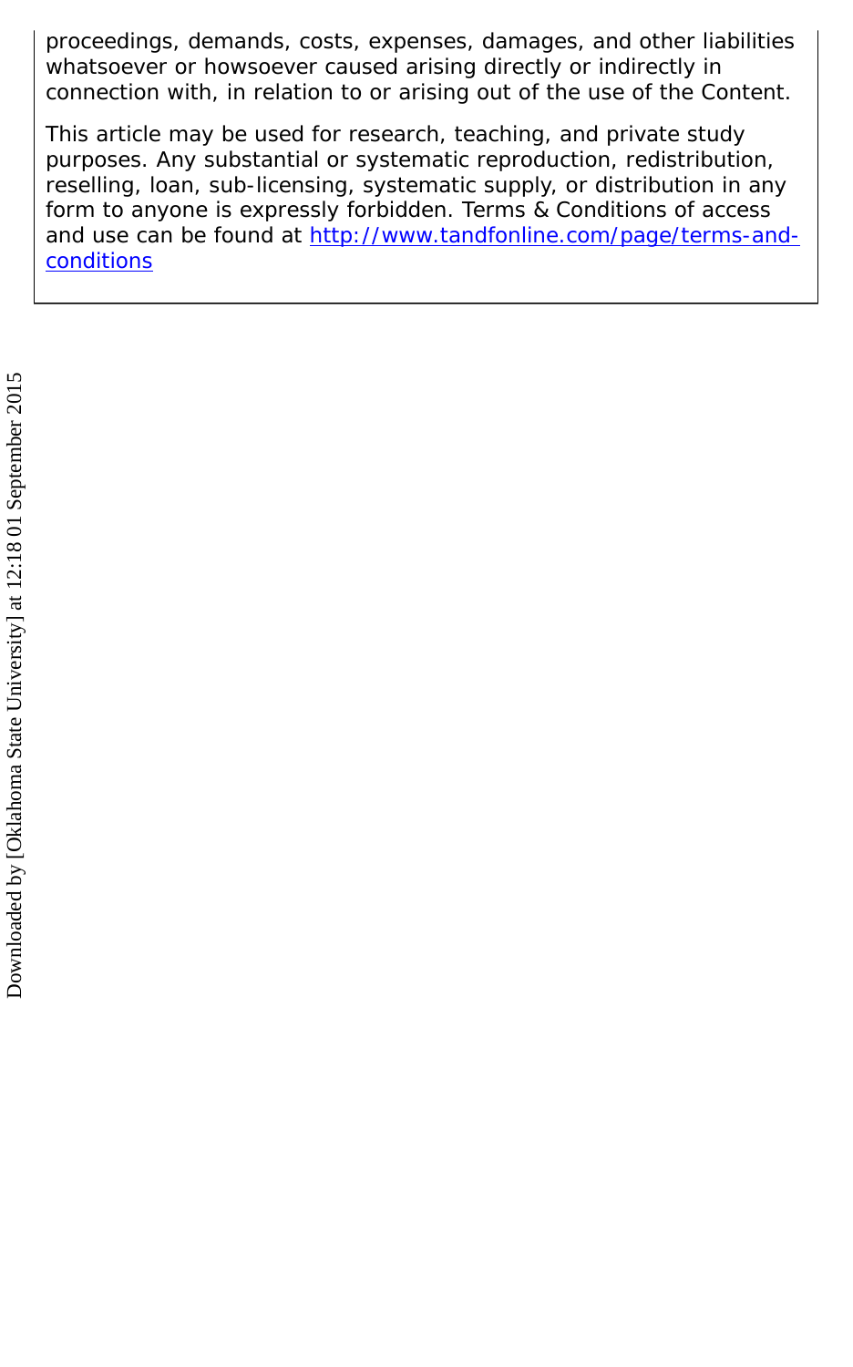proceedings, demands, costs, expenses, damages, and other liabilities whatsoever or howsoever caused arising directly or indirectly in connection with, in relation to or arising out of the use of the Content.

This article may be used for research, teaching, and private study purposes. Any substantial or systematic reproduction, redistribution, reselling, loan, sub-licensing, systematic supply, or distribution in any form to anyone is expressly forbidden. Terms & Conditions of access and use can be found at [http://www.tandfonline.com/page/terms-and-conditions](http://www.tandfonline.com/page/terms-and-conditions)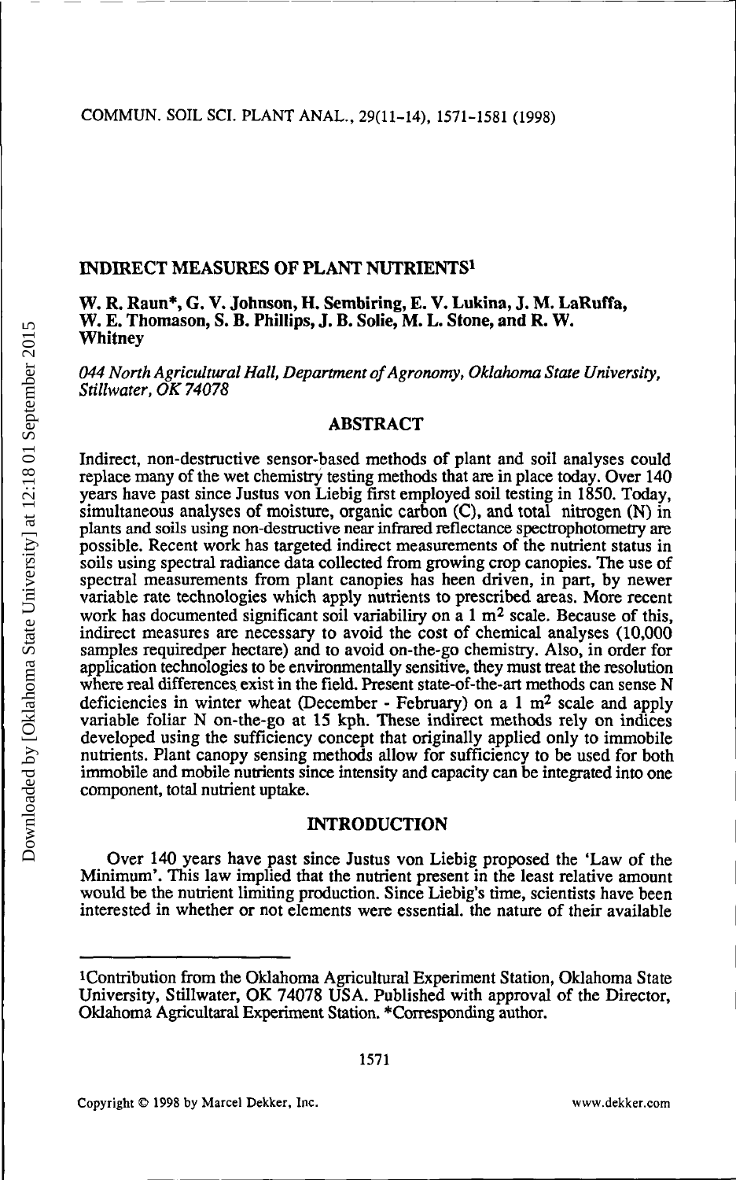# INDIRECT MEASURES OF PLANT NUTRIENTS[1]

**W. R. Raun*, G. V. Johnson, H. Sembiring, E. V. Lukina, J. M. LaRuffa, W. E. Thomason, S. B. Phillips, J. B. Solie, M. L. Stone, and R. W. Whitney**

*044 North Agricultural Hall, Department of Agronomy, Oklahoma State University, Stillwater, OK 74078*

## ABSTRACT

Indirect, non-destructive sensor-based methods of plant and soil analyses could replace many of the wet chemistry testing methods that are in place today. Over 140 years have past since Justus von Liebig first employed soil testing in 1850. Today, simultaneous analyses of moisture, organic carbon (C), and total nitrogen (N) in plants and soils using non-destructive near infrared reflectance spectrophotometry are possible. Recent work has targeted indirect measurements of the nutrient status in soils using spectral radiance data collected from growing crop canopies. The use of spectral measurements from plant canopies has heen driven, in part, by newer variable rate technologies which apply nutrients to prescribed areas. More recent work has documented significant soil variabiliry on a 1 $m^2$ scale. Because of this, indirect measures are necessary to avoid the cost of chemical analyses (10,000 samples requiredper hectare) and to avoid on-the-go chemistry. Also, in order for application technologies to be environmentally sensitive, they must treat the resolution where real differences exist in the field. Present state-of-the-art methods can sense N deficiencies in winter wheat (December - February) on a 1 $m^2$ scale and apply variable foliar N on-the-go at 15 kph. These indirect methods rely on indices developed using the sufficiency concept that originally applied only to immobile nutrients. Plant canopy sensing methods allow for sufficiency to be used for both immobile and mobile nutrients since intensity and capacity can be integrated into one component, total nutrient uptake.

## INTRODUCTION

Over 140 years have past since Justus von Liebig proposed the 'Law of the Minimum'. This law implied that the nutrient present in the least relative amount would be the nutrient limiting production. Since Liebig's time, scientists have been interested in whether or not elements were essential. the nature of their available

---

[1]Contribution from the Oklahoma Agricultural Experiment Station, Oklahoma State University, Stillwater, OK 74078 USA. Published with approval of the Director, Oklahoma Agricultaral Experiment Station. *Corresponding author.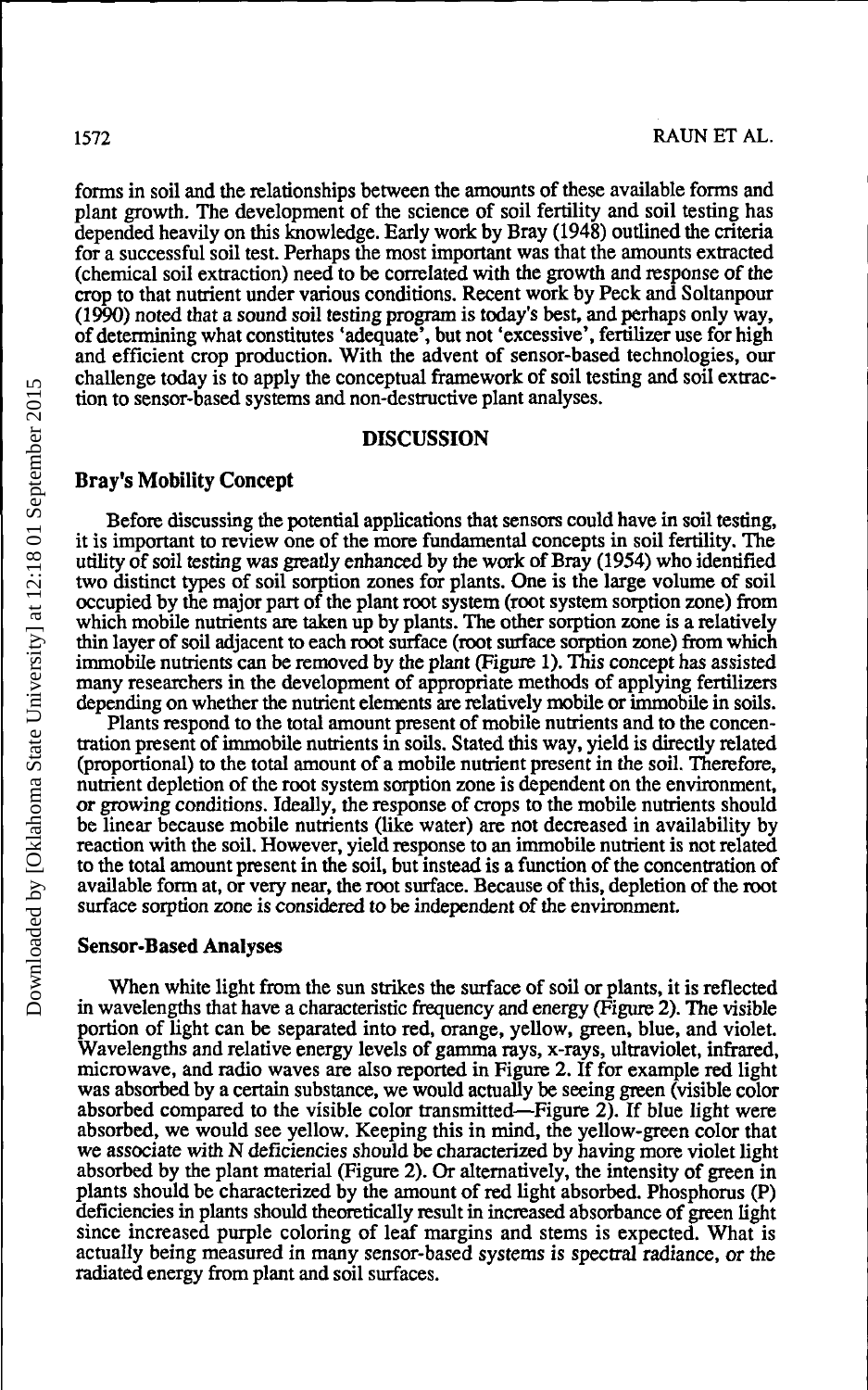forms in soil and the relationships between the amounts of these available forms and plant growth. The development of the science of soil fertility and soil testing has depended heavily on this knowledge. Early work by Bray (1948) outlined the criteria for a successful soil test. Perhaps the most important was that the amounts extracted (chemical soil extraction) need to be correlated with the growth and response of the crop to that nutrient under various conditions. Recent work by Peck and Soltanpour (1990) noted that a sound soil testing program is today's best, and perhaps only way, of determining what constitutes 'adequate', but not 'excessive', fertilizer use for high and efficient crop production. With the advent of sensor-based technologies, our challenge today is to apply the conceptual framework of soil testing and soil extraction to sensor-based systems and non-destructive plant analyses.

## DISCUSSION

### Bray's Mobility Concept

Before discussing the potential applications that sensors could have in soil testing, it is important to review one of the more fundamental concepts in soil fertility. The utility of soil testing was greatly enhanced by the work of Bray (1954) who identified two distinct types of soil sorption zones for plants. One is the large volume of soil occupied by the major part of the plant root system (root system sorption zone) from which mobile nutrients are taken up by plants. The other sorption zone is a relatively thin layer of soil adjacent to each root surface (root surface sorption zone) from which immobile nutrients can be removed by the plant (Figure 1). This concept has assisted many researchers in the development of appropriate methods of applying fertilizers depending on whether the nutrient elements are relatively mobile or immobile in soils.

Plants respond to the total amount present of mobile nutrients and to the concentration present of immobile nutrients in soils. Stated this way, yield is directly related (proportional) to the total amount of a mobile nutrient present in the soil. Therefore, nutrient depletion of the root system sorption zone is dependent on the environment, or growing conditions. Ideally, the response of crops to the mobile nutrients should be linear because mobile nutrients (like water) are not decreased in availability by reaction with the soil. However, yield response to an immobile nutrient is not related to the total amount present in the soil, but instead is a function of the concentration of available form at, or very near, the root surface. Because of this, depletion of the root surface sorption zone is considered to be independent of the environment.

### Sensor-Based Analyses

When white light from the sun strikes the surface of soil or plants, it is reflected in wavelengths that have a characteristic frequency and energy (Figure 2). The visible portion of light can be separated into red, orange, yellow, green, blue, and violet. Wavelengths and relative energy levels of gamma rays, x-rays, ultraviolet, infrared, microwave, and radio waves are also reported in Figure 2. If for example red light was absorbed by a certain substance, we would actually be seeing green (visible color absorbed compared to the visible color transmitted—Figure 2). If blue light were absorbed, we would see yellow. Keeping this in mind, the yellow-green color that we associate with N deficiencies should be characterized by having more violet light absorbed by the plant material (Figure 2). Or alternatively, the intensity of green in plants should be characterized by the amount of red light absorbed. Phosphorus (P) deficiencies in plants should theoretically result in increased absorbance of green light since increased purple coloring of leaf margins and stems is expected. What is actually being measured in many sensor-based systems is spectral radiance, or the radiated energy from plant and soil surfaces.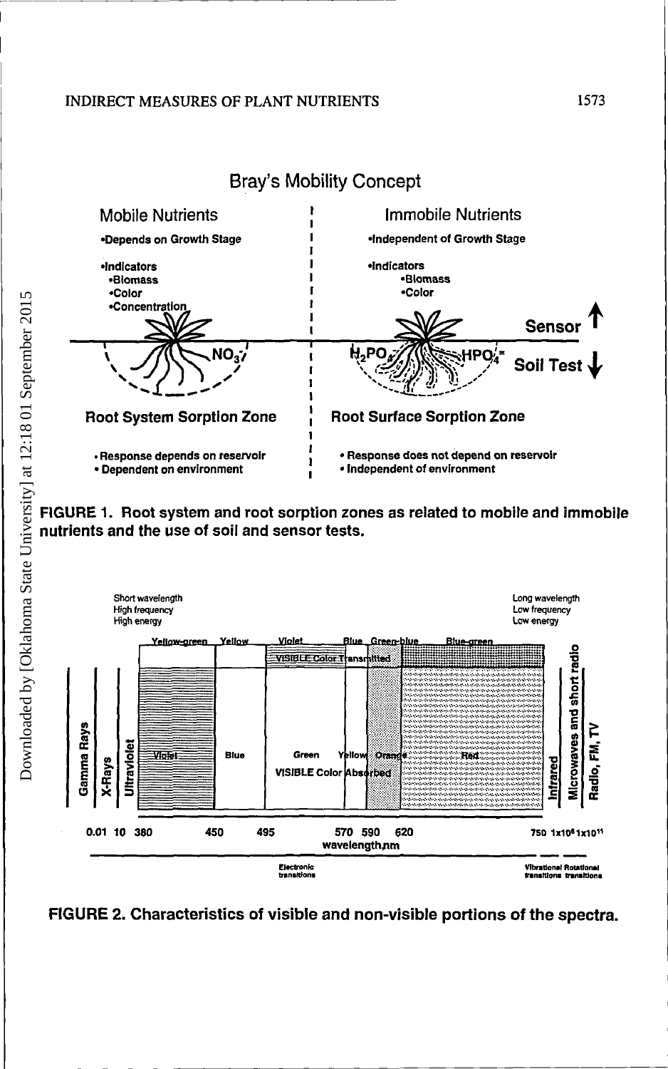FIGURE 1. Root system and root sorption zones as related to mobile and immobile nutrients and the use of soil and sensor tests.

FIGURE 2. Characteristics of visible and non-visible portions of the spectra.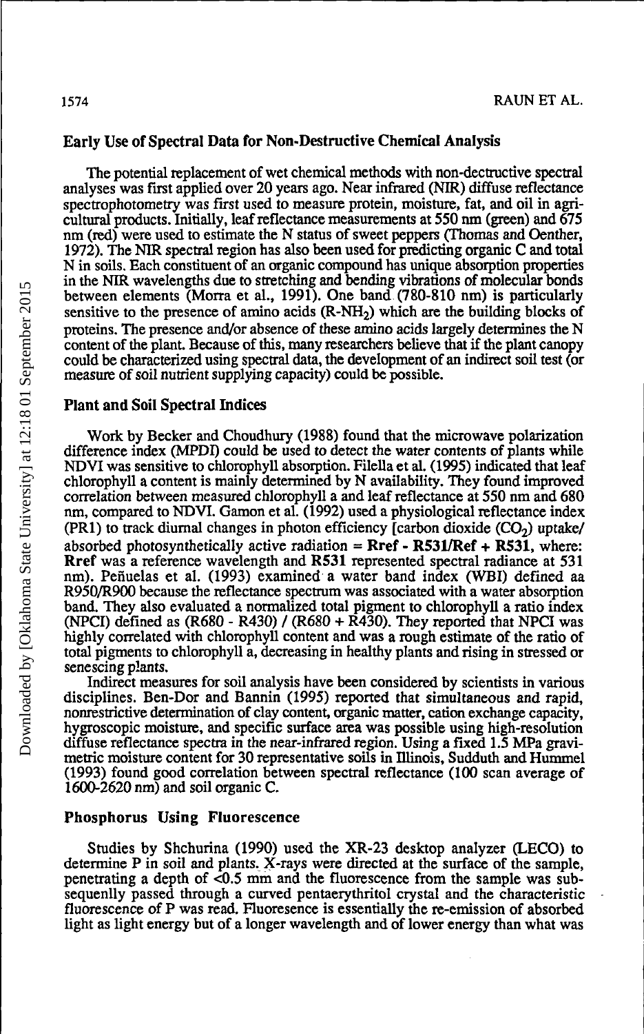## Early Use of Spectral Data for Non-Destructive Chemical Analysis

The potential replacement of wet chemical methods with non-dectructive spectral analyses was first applied over 20 years ago. Near infrared (NIR) diffuse reflectance spectrophotometry was first used to measure protein, moisture, fat, and oil in agricultural products. Initially, leaf reflectance measurements at 550 nm (green) and 675 nm (red) were used to estimate the N status of sweet peppers (Thomas and Oenther, 1972). The NIR spectral region has also been used for predicting organic C and total N in soils. Each constituent of an organic compound has unique absorption properties in the NIR wavelengths due to stretching and bending vibrations of molecular bonds between elements (Morra et al., 1991). One band (780-810 nm) is particularly sensitive to the presence of amino acids ($R$-$NH_2$) which are the building blocks of proteins. The presence and/or absence of these amino acids largely determines the N content of the plant. Because of this, many researchers believe that if the plant canopy could be characterized using spectral data, the development of an indirect soil test (or measure of soil nutrient supplying capacity) could be possible.

## Plant and Soil Spectral Indices

Work by Becker and Choudhury (1988) found that the microwave polarization difference index (MPDI) could be used to detect the water contents of plants while NDVI was sensitive to chlorophyll absorption. Filella et al. (1995) indicated that leaf chlorophyll a content is mainly determined by N availability. They found improved correlation between measured chlorophyll a and leaf reflectance at 550 nm and 680 nm, compared to NDVI. Gamon et al. (1992) used a physiological reflectance index (PR1) to track diurnal changes in photon efficiency [carbon dioxide ($CO_2$) uptake/absorbed photosynthetically active radiation = **Rref - R531/Ref + R531**, where: **Rref** was a reference wavelength and **R531** represented spectral radiance at 531 nm). Peñuelas et al. (1993) examined a water band index (WBI) defined aa R950/R900 because the reflectance spectrum was associated with a water absorption band. They also evaluated a normalized total pigment to chlorophyll a ratio index (NPCI) defined as (R680 - R430) / (R680 + R430). They reported that NPCI was highly correlated with chlorophyll content and was a rough estimate of the ratio of total pigments to chlorophyll a, decreasing in healthy plants and rising in stressed or senescing plants.

Indirect measures for soil analysis have been considered by scientists in various disciplines. Ben-Dor and Bannin (1995) reported that simultaneous and rapid, nonrestrictive determination of clay content, organic matter, cation exchange capacity, hygroscopic moisture, and specific surface area was possible using high-resolution diffuse reflectance spectra in the near-infrared region. Using a fixed 1.5 MPa gravimetric moisture content for 30 representative soils in Illinois, Sudduth and Hummel (1993) found good correlation between spectral reflectance (100 scan average of 1600-2620 nm) and soil organic C.

## Phosphorus Using Fluorescence

Studies by Shchurina (1990) used the XR-23 desktop analyzer (LECO) to determine P in soil and plants. X-rays were directed at the surface of the sample, penetrating a depth of <0.5 mm and the fluorescence from the sample was subsequenlly passed through a curved pentaerythritol crystal and the characteristic fluorescence of P was read. Fluoresence is essentially the re-emission of absorbed light as light energy but of a longer wavelength and of lower energy than what was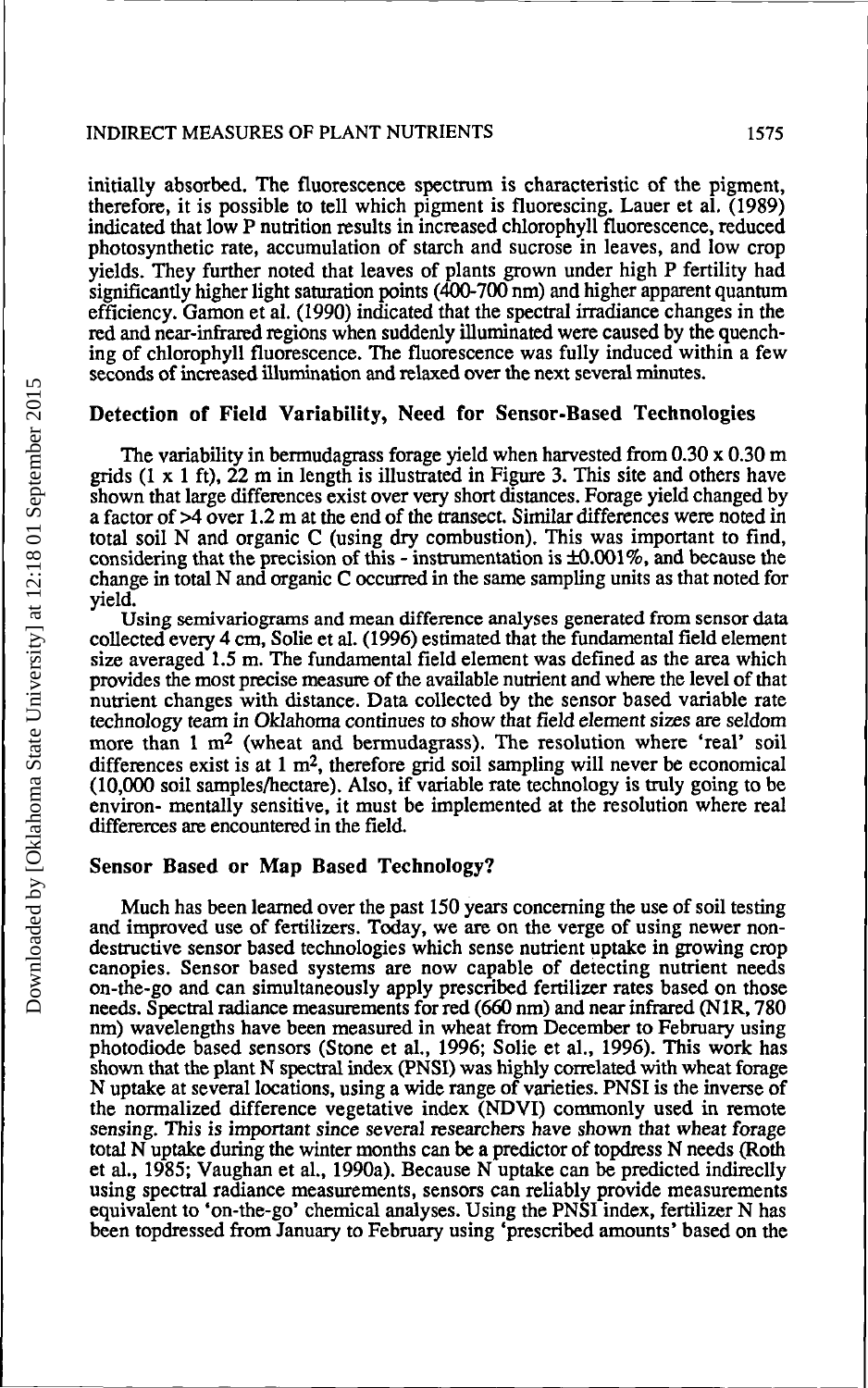initially absorbed. The fluorescence spectrum is characteristic of the pigment, therefore, it is possible to tell which pigment is fluorescing. Lauer et al. (1989) indicated that low P nutrition results in increased chlorophyll fluorescence, reduced photosynthetic rate, accumulation of starch and sucrose in leaves, and low crop yields. They further noted that leaves of plants grown under high P fertility had significantly higher light saturation points (400-700 nm) and higher apparent quantum efficiency. Gamon et al. (1990) indicated that the spectral irradiance changes in the red and near-infrared regions when suddenly illuminated were caused by the quenching of chlorophyll fluorescence. The fluorescence was fully induced within a few seconds of increased illumination and relaxed over the next several minutes.

## Detection of Field Variability, Need for Sensor-Based Technologies

The variability in bermudagrass forage yield when harvested from 0.30 x 0.30 m grids (1 x 1 ft), 22 m in length is illustrated in Figure 3. This site and others have shown that large differences exist over very short distances. Forage yield changed by a factor of >4 over 1.2 m at the end of the transect. Similar differences were noted in total soil N and organic C (using dry combustion). This was important to find, considering that the precision of this - instrumentation is ±0.001%, and because the change in total N and organic C occurred in the same sampling units as that noted for yield.

Using semivariograms and mean difference analyses generated from sensor data collected every 4 cm, Solie et al. (1996) estimated that the fundamental field element size averaged 1.5 m. The fundamental field element was defined as the area which provides the most precise measure of the available nutrient and where the level of that nutrient changes with distance. Data collected by the sensor based variable rate technology team in Oklahoma continues to show that field element sizes are seldom more than 1 $m^2$ (wheat and bermudagrass). The resolution where 'real' soil differences exist is at 1 $m^2$, therefore grid soil sampling will never be economical (10,000 soil samples/hectare). Also, if variable rate technology is truly going to be environ- mentally sensitive, it must be implemented at the resolution where real differerces are encountered in the field.

## Sensor Based or Map Based Technology?

Much has been learned over the past 150 years concerning the use of soil testing and improved use of fertilizers. Today, we are on the verge of using newer non-destructive sensor based technologies which sense nutrient uptake in growing crop canopies. Sensor based systems are now capable of detecting nutrient needs on-the-go and can simultaneously apply prescribed fertilizer rates based on those needs. Spectral radiance measurements for red (660 nm) and near infrared (NIR, 780 nm) wavelengths have been measured in wheat from December to February using photodiode based sensors (Stone et al., 1996; Solie et al., 1996). This work has shown that the plant N spectral index (PNSI) was highly correlated with wheat forage N uptake at several locations, using a wide range of varieties. PNSI is the inverse of the normalized difference vegetative index (NDVI) commonly used in remote sensing. This is important since several researchers have shown that wheat forage total N uptake during the winter months can be a predictor of topdress N needs (Roth et al., 1985; Vaughan et al., 1990a). Because N uptake can be predicted indireclly using spectral radiance measurements, sensors can reliably provide measurements equivalent to 'on-the-go' chemical analyses. Using the PNSI index, fertilizer N has been topdressed from January to February using 'prescribed amounts' based on the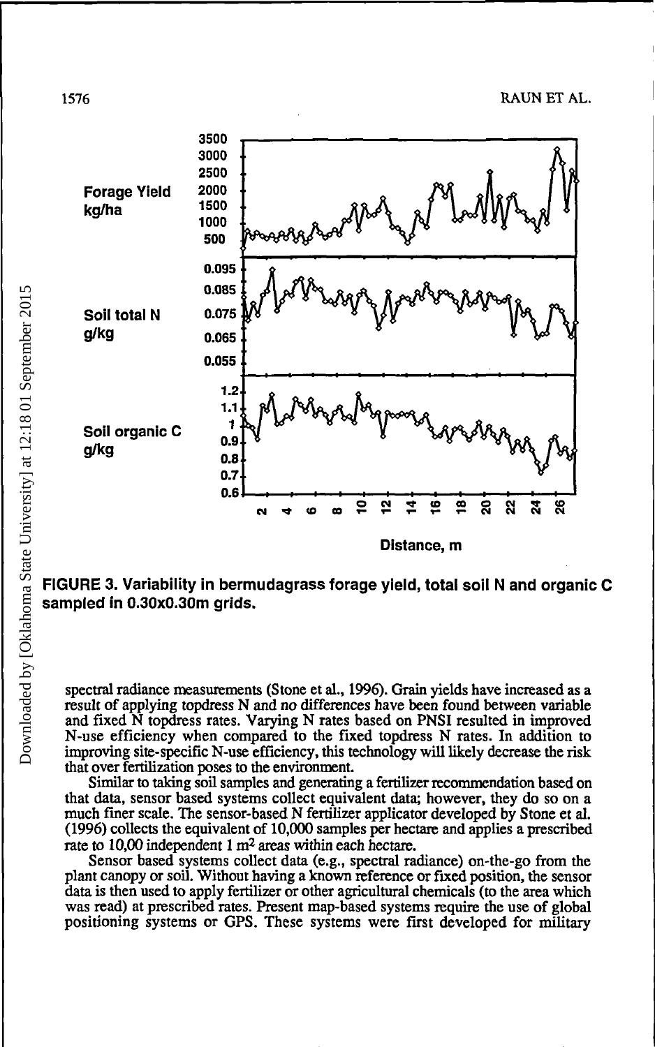FIGURE 3. Variability in bermudagrass forage yield, total soil N and organic C sampled in 0.30x0.30m grids.

spectral radiance measurements (Stone et al., 1996). Grain yields have increased as a result of applying topdress N and no differences have been found between variable and fixed N topdress rates. Varying N rates based on PNSI resulted in improved N-use efficiency when compared to the fixed topdress N rates. In addition to improving site-specific N-use efficiency, this technology will likely decrease the risk that over fertilization poses to the environment.

Similar to taking soil samples and generating a fertilizer recommendation based on that data, sensor based systems collect equivalent data; however, they do so on a much finer scale. The sensor-based N fertilizer applicator developed by Stone et al. (1996) collects the equivalent of 10,000 samples per hectare and applies a prescribed rate to 10,00 independent 1 $m^2$ areas within each hectare.

Sensor based systems collect data (e.g., spectral radiance) on-the-go from the plant canopy or soil. Without having a known reference or fixed position, the sensor data is then used to apply fertilizer or other agricultural chemicals (to the area which was read) at prescribed rates. Present map-based systems require the use of global positioning systems or GPS. These systems were first developed for military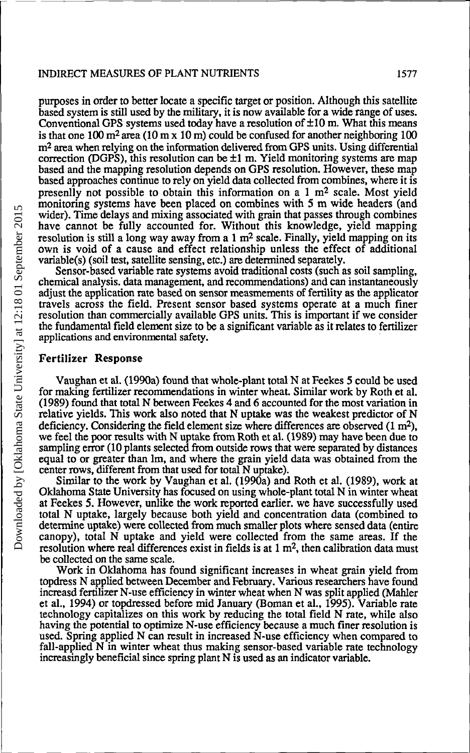purposes in order to better locate a specific target or position. Although this satellite based system is still used by the military, it is now available for a wide range of uses. Conventional GPS systems used today have a resolution of ±10 m. What this means is that one 100 $m^2$ area (10 m x 10 m) could be confused for another neighboring 100 $m^2$ area when relying on the information delivered from GPS units. Using differential correction (DGPS), this resolution can be ±1 m. Yield monitoring systems are map based and the mapping resolution depends on GPS resolution. However, these map based approaches continue to rely on yield data collected from combines, where it is presenlly not possible to obtain this information on a 1 $m^2$ scale. Most yield monitoring systems have been placed on combines with 5 m wide headers (and wider). Time delays and mixing associated with grain that passes through combines have cannot be fully accounted for. Without this knowledge, yield mapping resolution is still a long way away from a 1 $m^2$ scale. Finally, yield mapping on its own is void of a cause and effect relationship unless the effect of additional variable(s) (soil test, satellite sensing, etc.) are determined separately.

Sensor-based variable rate systems avoid traditional costs (such as soil sampling, chemical analysis. data management, and recommendations) and can instantaneously adjust the application rate based on sensor measmements of fertility as the applicator travels across the field. Present sensor based systems operate at a much finer resolution than commercially available GPS units. This is important if we consider the fundamental field element size to be a significant variable as it relates to fertilizer applications and environmental safety.

## Fertilizer Response

Vaughan et al. (1990a) found that whole-plant total N at Feekes 5 could be used for making fertilizer recommendations in winter wheat. Similar work by Roth et al. (1989) found that total N between Feekes 4 and 6 accounted for the most variation in relative yields. This work also noted that N uptake was the weakest predictor of N deficiency. Considering the field element size where differences are observed (1 $m^2$), we feel the poor results with N uptake from Roth et al. (1989) may have been due to sampling error (10 plants selected from outside rows that were separated by distances equal to or greater than lm, and where the grain yield data was obtained from the center rows, different from that used for total N uptake).

Similar to the work by Vaughan et al. (1990a) and Roth et al. (1989), work at Oklahoma State University has focused on using whole-plant total N in winter wheat at Feekes 5. However, unlike the work reported earlier. we have successfully used total N uptake, largely because both yield and concentration data (combined to determine uptake) were collected from much smaller plots where sensed data (entire canopy), total N uptake and yield were collected from the same areas. If the resolution where real differences exist in fields is at 1 $m^2$, then calibration data must be collected on the same scale.

Work in Oklahoma has found significant increases in wheat grain yield from topdress N applied between December and February. Various researchers have found increasd fertilizer N-use efficiency in winter wheat when N was split applied (Mahler et al., 1994) or topdressed before mid January (Boman et al., 1995). Variable rate technology capitalizes on this work by reducing the total field N rate, while also having the potential to optimize N-use efficiency because a much finer resolution is used. Spring applied N can result in increased N-use efficiency when compared to fall-applied N in winter wheat thus making sensor-based variable rate technology increasingly beneficial since spring plant N is used as an indicator variable.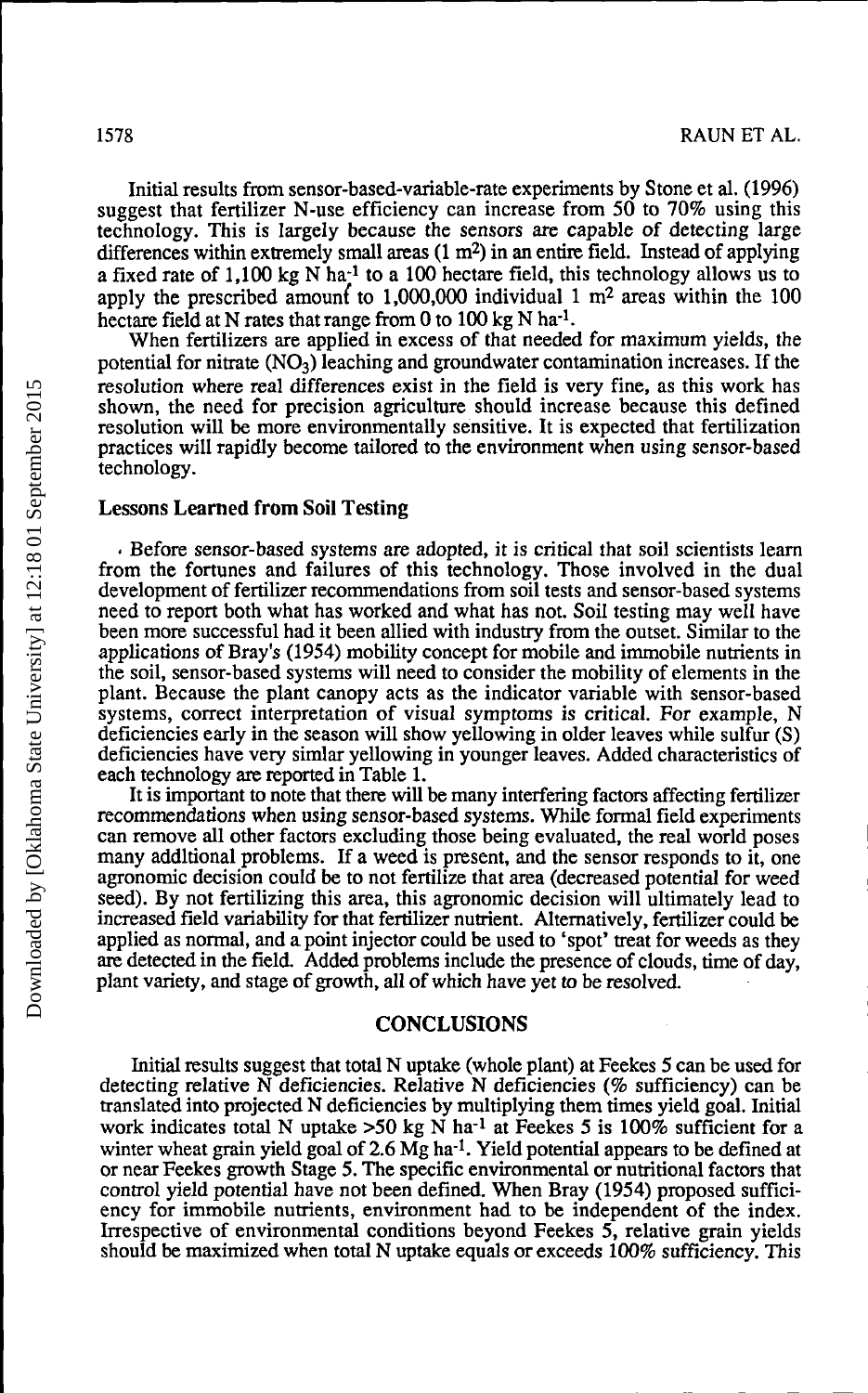Initial results from sensor-based-variable-rate experiments by Stone et al. (1996) suggest that fertilizer N-use efficiency can increase from 50 to 70% using this technology. This is largely because the sensors are capable of detecting large differences within extremely small areas (1 $m^2$) in an entire field. Instead of applying a fixed rate of 1,100 kg N $ha^{-1}$ to a 100 hectare field, this technology allows us to apply the prescribed amount to 1,000,000 individual 1 $m^2$ areas within the 100 hectare field at N rates that range from 0 to 100 kg N $ha^{-1}$.

When fertilizers are applied in excess of that needed for maximum yields, the potential for nitrate ($NO_3$) leaching and groundwater contamination increases. If the resolution where real differences exist in the field is very fine, as this work has shown, the need for precision agriculture should increase because this defined resolution will be more environmentally sensitive. It is expected that fertilization practices will rapidly become tailored to the environment when using sensor-based technology.

## Lessons Learned from Soil Testing

Before sensor-based systems are adopted, it is critical that soil scientists learn from the fortunes and failures of this technology. Those involved in the dual development of fertilizer recommendations from soil tests and sensor-based systems need to report both what has worked and what has not. Soil testing may well have been more successful had it been allied with industry from the outset. Similar to the applications of Bray's (1954) mobility concept for mobile and immobile nutrients in the soil, sensor-based systems will need to consider the mobility of elements in the plant. Because the plant canopy acts as the indicator variable with sensor-based systems, correct interpretation of visual symptoms is critical. For example, N deficiencies early in the season will show yellowing in older leaves while sulfur (S) deficiencies have very simlar yellowing in younger leaves. Added characteristics of each technology are reported in Table 1.

It is important to note that there will be many interfering factors affecting fertilizer recommendations when using sensor-based systems. While formal field experiments can remove all other factors excluding those being evaluated, the real world poses many additional problems. If a weed is present, and the sensor responds to it, one agronomic decision could be to not fertilize that area (decreased potential for weed seed). By not fertilizing this area, this agronomic decision will ultimately lead to increased field variability for that fertilizer nutrient. Alternatively, fertilizer could be applied as normal, and a point injector could be used to 'spot' treat for weeds as they are detected in the field. Added problems include the presence of clouds, time of day, plant variety, and stage of growth, all of which have yet to be resolved.

## CONCLUSIONS

Initial results suggest that total N uptake (whole plant) at Feekes 5 can be used for detecting relative N deficiencies. Relative N deficiencies (% sufficiency) can be translated into projected N deficiencies by multiplying them times yield goal. Initial work indicates total N uptake >50 kg N $ha^{-1}$ at Feekes 5 is 100% sufficient for a winter wheat grain yield goal of 2.6 Mg $ha^{-1}$. Yield potential appears to be defined at or near Feekes growth Stage 5. The specific environmental or nutritional factors that control yield potential have not been defined. When Bray (1954) proposed sufficiency for immobile nutrients, environment had to be independent of the index. Irrespective of environmental conditions beyond Feekes 5, relative grain yields should be maximized when total N uptake equals or exceeds 100% sufficiency. This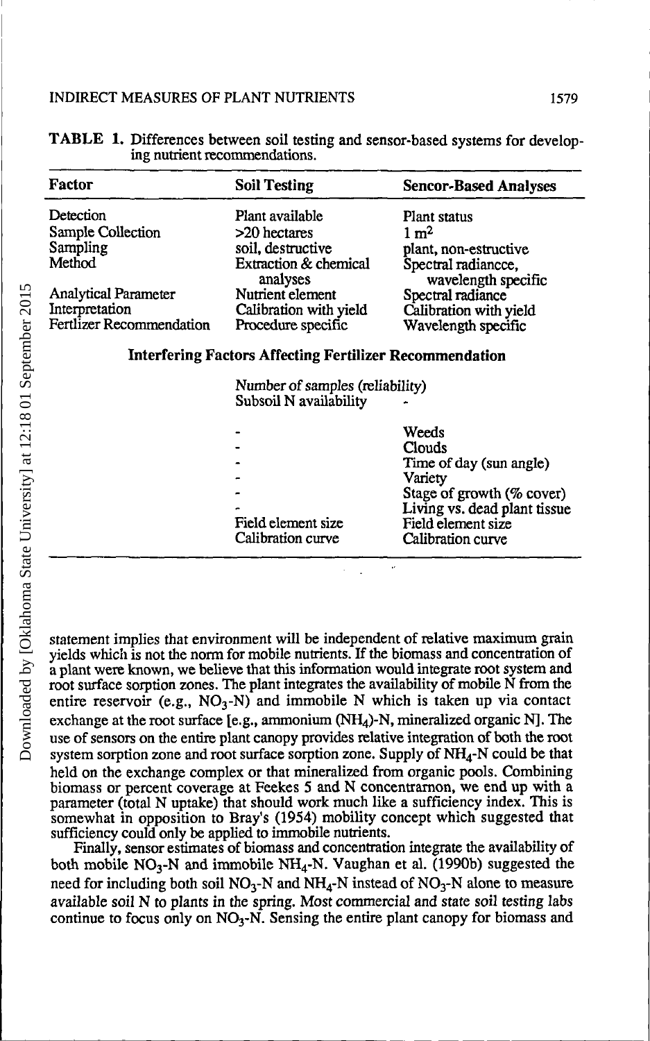**TABLE 1.** Differences between soil testing and sensor-based systems for developing nutrient recommendations.

| Factor | Soil Testing | Sencor-Based Analyses |
|---|---|---|
| Detection | Plant available | Plant status |
| Sample Collection | >20 hectares | 1 $m^2$ |
| Sampling | soil, destructive | plant, non-estructive |
| Method | Extraction & chemical analyses | Spectral radiancce, wavelength specific |
| Analytical Parameter | Nutrient element | Spectral radiance |
| Interpretation | Calibration with yield | Calibration with yield |
| Fertlizer Recommendation | Procedure specific | Wavelength specific |
| **Interfering Factors Affecting Fertilizer Recommendation** | | |
| | Number of samples (reliability) | |
| | Subsoil N availability | - |
| | - | Weeds |
| | - | Clouds |
| | - | Time of day (sun angle) |
| | - | Variety |
| | - | Stage of growth (% cover) |
| | - | Living vs. dead plant tissue |
| | Field element size | Field element size |
| | Calibration curve | Calibration curve |

statement implies that environment will be independent of relative maximum grain yields which is not the norm for mobile nutrients. If the biomass and concentration of a plant were known, we believe that this information would integrate root system and root surface sorption zones. The plant integrates the availability of mobile N from the entire reservoir (e.g., $NO_3$-N) and immobile N which is taken up via contact exchange at the root surface [e.g., ammonium ($NH_4$)-N, mineralized organic N]. The use of sensors on the entire plant canopy provides relative integration of both the root system sorption zone and root surface sorption zone. Supply of $NH_4$-N could be that held on the exchange complex or that mineralized from organic pools. Combining biomass or percent coverage at Feekes 5 and N concentrarnon, we end up with a parameter (total N uptake) that should work much like a sufficiency index. This is somewhat in opposition to Bray's (1954) mobility concept which suggested that sufficiency could only be applied to immobile nutrients.

Finally, sensor estimates of biomass and concentration integrate the availability of both mobile $NO_3$-N and immobile $NH_4$-N. Vaughan et al. (1990b) suggested the need for including both soil $NO_3$-N and $NH_4$-N instead of $NO_3$-N alone to measure available soil N to plants in the spring. Most commercial and state soil testing labs continue to focus only on $NO_3$-N. Sensing the entire plant canopy for biomass and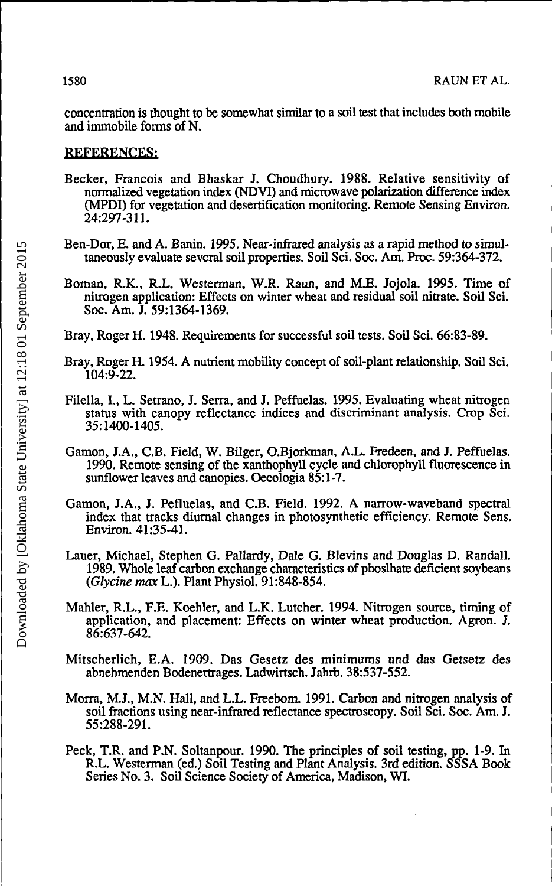concentration is thought to be somewhat similar to a soil test that includes both mobile and immobile forms of N.

## REFERENCES:

Becker, Francois and Bhaskar J. Choudhury. 1988. Relative sensitivity of normalized vegetation index (NDVI) and microwave polarization difference index (MPDI) for vegetation and desertification monitoring. Remote Sensing Environ. 24:297-311.

Ben-Dor, E. and A. Banin. 1995. Near-infrared analysis as a rapid method to simultaneously evaluate sevcral soil properties. Soil Sci. Soc. Am. Proc. 59:364-372.

Boman, R.K., R.L. Westerman, W.R. Raun, and M.E. Jojola. 1995. Time of nitrogen application: Effects on winter wheat and residual soil nitrate. Soil Sci. Soc. Am. J. 59:1364-1369.

Bray, Roger H. 1948. Requirements for successful soil tests. Soil Sci. 66:83-89.

Bray, Roger H. 1954. A nutrient mobility concept of soil-plant relationship. Soil Sci. 104:9-22.

Filella, I., L. Setrano, J. Serra, and J. Peffuelas. 1995. Evaluating wheat nitrogen status with canopy reflectance indices and discriminant analysis. Crop Sci. 35:1400-1405.

Gamon, J.A., C.B. Field, W. Bilger, O.Bjorkman, A.L. Fredeen, and J. Peffuelas. 1990. Remote sensing of the xanthophyll cycle and chlorophyll fluorescence in sunflower leaves and canopies. Oecologia 85:1-7.

Gamon, J.A., J. Pefluelas, and C.B. Field. 1992. A narrow-waveband spectral index that tracks diurnal changes in photosynthetic efficiency. Remote Sens. Environ. 41:35-41.

Lauer, Michael, Stephen G. Pallardy, Dale G. Blevins and Douglas D. Randall. 1989. Whole leaf carbon exchange characteristics of phoslhate deficient soybeans (*Glycine max* L.). Plant Physiol. 91:848-854.

Mahler, R.L., F.E. Koehler, and L.K. Lutcher. 1994. Nitrogen source, timing of application, and placement: Effects on winter wheat production. Agron. J. 86:637-642.

Mitscherlich, E.A. 1909. Das Gesetz des minimums und das Getsetz des abnehmenden Bodenertrages. Ladwirtsch. Jahrb. 38:537-552.

Morra, M.J., M.N. Hall, and L.L. Freebom. 1991. Carbon and nitrogen analysis of soil fractions using near-infrared reflectance spectroscopy. Soil Sci. Soc. Am. J. 55:288-291.

Peck, T.R. and P.N. Soltanpour. 1990. The principles of soil testing, pp. 1-9. In R.L. Westerman (ed.) Soil Testing and Plant Analysis. 3rd edition. SSSA Book Series No. 3. Soil Science Society of America, Madison, WI.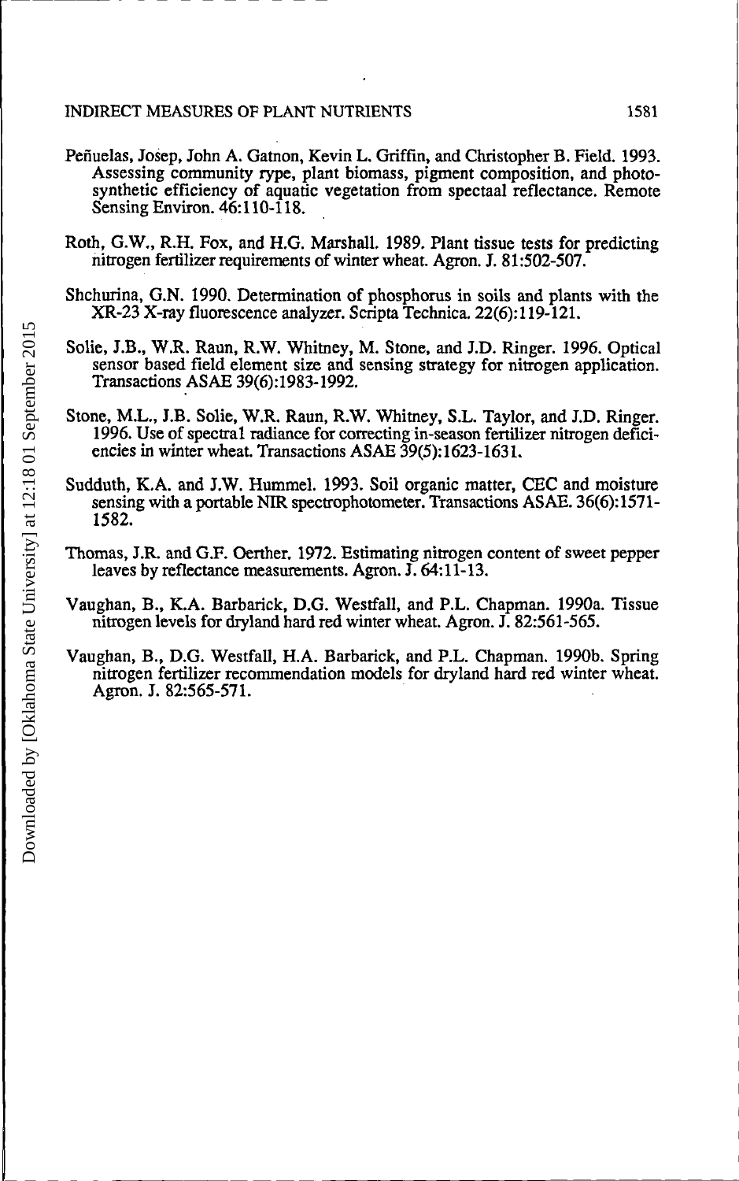Peñuelas, Josep, John A. Gatnon, Kevin L. Griffin, and Christopher B. Field. 1993. Assessing community rype, plant biomass, pigment composition, and photosynthetic efficiency of aquatic vegetation from spectaal reflectance. Remote Sensing Environ. 46:110-118.

Roth, G.W., R.H. Fox, and H.G. Marshall. 1989. Plant tissue tests for predicting nitrogen fertilizer requirements of winter wheat. Agron. J. 81:502-507.

Shchurina, G.N. 1990. Determination of phosphorus in soils and plants with the XR-23 X-ray fluorescence analyzer. Scripta Technica. 22(6):119-121.

Solie, J.B., W.R. Raun, R.W. Whitney, M. Stone, and J.D. Ringer. 1996. Optical sensor based field element size and sensing strategy for nitrogen application. Transactions ASAE 39(6):1983-1992.

Stone, M.L., J.B. Solie, W.R. Raun, R.W. Whitney, S.L. Taylor, and J.D. Ringer. 1996. Use of spectral radiance for correcting in-season fertilizer nitrogen deficiencies in winter wheat. Transactions ASAE 39(5):1623-1631.

Sudduth, K.A. and J.W. Hummel. 1993. Soil organic matter, CEC and moisture sensing with a portable NIR spectrophotometer. Transactions ASAE. 36(6):1571-1582.

Thomas, J.R. and G.F. Oerther. 1972. Estimating nitrogen content of sweet pepper leaves by reflectance measurements. Agron. J. 64:11-13.

Vaughan, B., K.A. Barbarick, D.G. Westfall, and P.L. Chapman. 1990a. Tissue nitrogen levels for dryland hard red winter wheat. Agron. J. 82:561-565.

Vaughan, B., D.G. Westfall, H.A. Barbarick, and P.L. Chapman. 1990b. Spring nitrogen fertilizer recommendation models for dryland hard red winter wheat. Agron. J. 82:565-571.